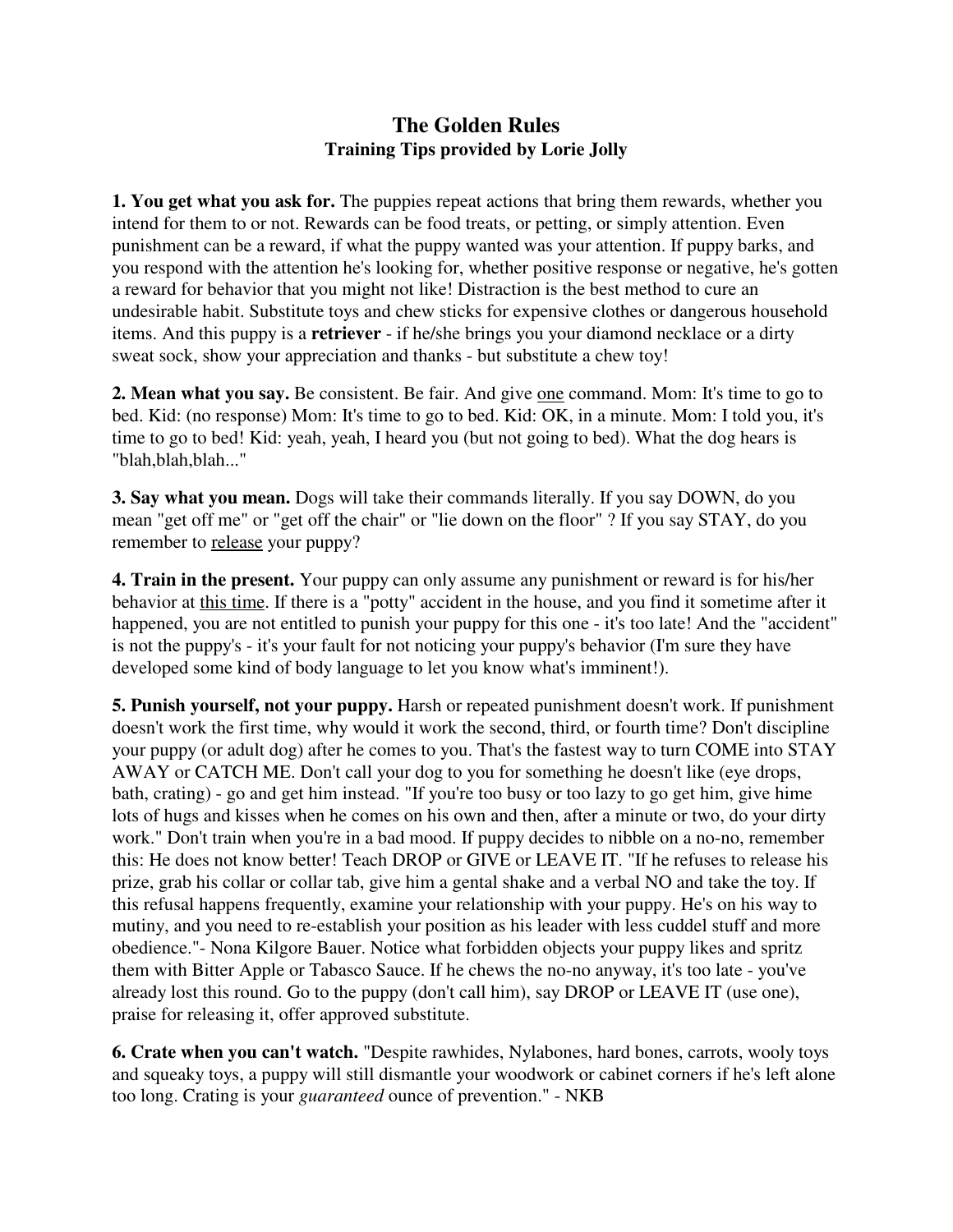# The Golden Rules
## Training Tips provided by Lorie Jolly

**1. You get what you ask for.** The puppies repeat actions that bring them rewards, whether you intend for them to or not. Rewards can be food treats, or petting, or simply attention. Even punishment can be a reward, if what the puppy wanted was your attention. If puppy barks, and you respond with the attention he's looking for, whether positive response or negative, he's gotten a reward for behavior that you might not like! Distraction is the best method to cure an undesirable habit. Substitute toys and chew sticks for expensive clothes or dangerous household items. And this puppy is a **retriever** - if he/she brings you your diamond necklace or a dirty sweat sock, show your appreciation and thanks - but substitute a chew toy!

**2. Mean what you say.** Be consistent. Be fair. And give <u>one</u> command. Mom: It's time to go to bed. Kid: (no response) Mom: It's time to go to bed. Kid: OK, in a minute. Mom: I told you, it's time to go to bed! Kid: yeah, yeah, I heard you (but not going to bed). What the dog hears is "blah,blah,blah..."

**3. Say what you mean.** Dogs will take their commands literally. If you say DOWN, do you mean "get off me" or "get off the chair" or "lie down on the floor" ? If you say STAY, do you remember to <u>release</u> your puppy?

**4. Train in the present.** Your puppy can only assume any punishment or reward is for his/her behavior at <u>this time</u>. If there is a "potty" accident in the house, and you find it sometime after it happened, you are not entitled to punish your puppy for this one - it's too late! And the "accident" is not the puppy's - it's your fault for not noticing your puppy's behavior (I'm sure they have developed some kind of body language to let you know what's imminent!).

**5. Punish yourself, not your puppy.** Harsh or repeated punishment doesn't work. If punishment doesn't work the first time, why would it work the second, third, or fourth time? Don't discipline your puppy (or adult dog) after he comes to you. That's the fastest way to turn COME into STAY AWAY or CATCH ME. Don't call your dog to you for something he doesn't like (eye drops, bath, crating) - go and get him instead. "If you're too busy or too lazy to go get him, give hime lots of hugs and kisses when he comes on his own and then, after a minute or two, do your dirty work." Don't train when you're in a bad mood. If puppy decides to nibble on a no-no, remember this: He does not know better! Teach DROP or GIVE or LEAVE IT. "If he refuses to release his prize, grab his collar or collar tab, give him a gental shake and a verbal NO and take the toy. If this refusal happens frequently, examine your relationship with your puppy. He's on his way to mutiny, and you need to re-establish your position as his leader with less cuddel stuff and more obedience."- Nona Kilgore Bauer. Notice what forbidden objects your puppy likes and spritz them with Bitter Apple or Tabasco Sauce. If he chews the no-no anyway, it's too late - you've already lost this round. Go to the puppy (don't call him), say DROP or LEAVE IT (use one), praise for releasing it, offer approved substitute.

**6. Crate when you can't watch.** "Despite rawhides, Nylabones, hard bones, carrots, wooly toys and squeaky toys, a puppy will still dismantle your woodwork or cabinet corners if he's left alone too long. Crating is your *guaranteed* ounce of prevention." - NKB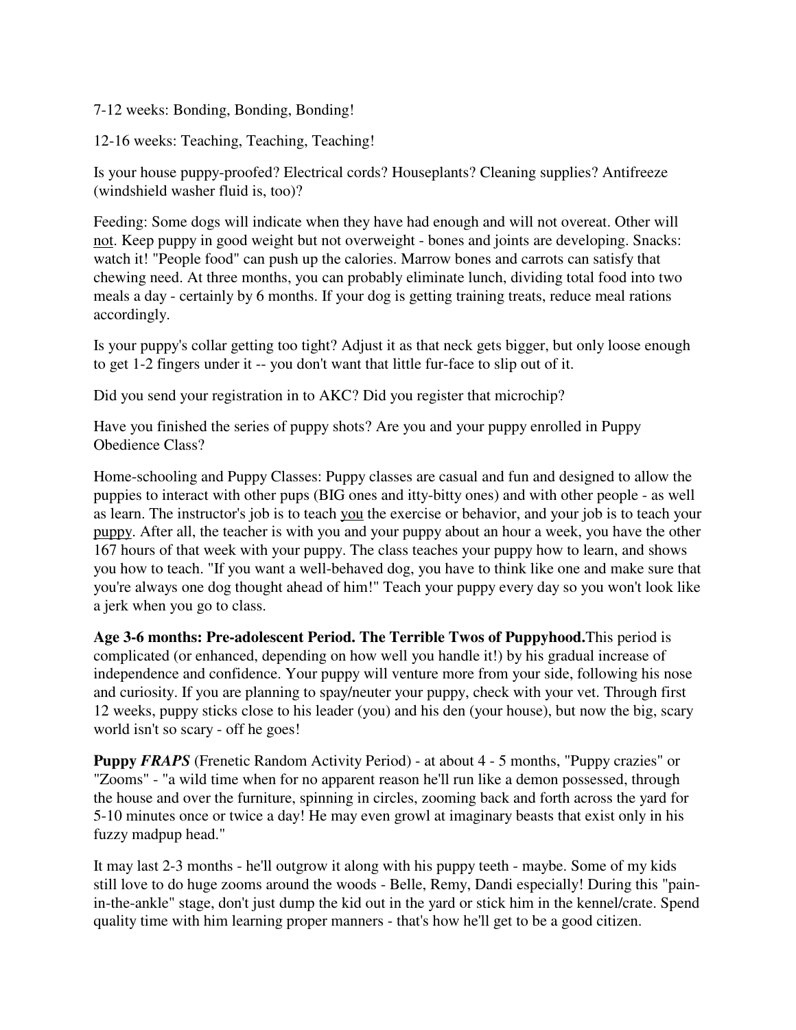7-12 weeks: Bonding, Bonding, Bonding!

12-16 weeks: Teaching, Teaching, Teaching!

Is your house puppy-proofed? Electrical cords? Houseplants? Cleaning supplies? Antifreeze (windshield washer fluid is, too)?

Feeding: Some dogs will indicate when they have had enough and will not overeat. Other will <u>not</u>. Keep puppy in good weight but not overweight - bones and joints are developing. Snacks: watch it! "People food" can push up the calories. Marrow bones and carrots can satisfy that chewing need. At three months, you can probably eliminate lunch, dividing total food into two meals a day - certainly by 6 months. If your dog is getting training treats, reduce meal rations accordingly.

Is your puppy's collar getting too tight? Adjust it as that neck gets bigger, but only loose enough to get 1-2 fingers under it -- you don't want that little fur-face to slip out of it.

Did you send your registration in to AKC? Did you register that microchip?

Have you finished the series of puppy shots? Are you and your puppy enrolled in Puppy Obedience Class?

Home-schooling and Puppy Classes: Puppy classes are casual and fun and designed to allow the puppies to interact with other pups (BIG ones and itty-bitty ones) and with other people - as well as learn. The instructor's job is to teach <u>you</u> the exercise or behavior, and your job is to teach your <u>puppy</u>. After all, the teacher is with you and your puppy about an hour a week, you have the other 167 hours of that week with your puppy. The class teaches your puppy how to learn, and shows you how to teach. "If you want a well-behaved dog, you have to think like one and make sure that you're always one dog thought ahead of him!" Teach your puppy every day so you won't look like a jerk when you go to class.

**Age 3-6 months: Pre-adolescent Period. The Terrible Twos of Puppyhood.** This period is complicated (or enhanced, depending on how well you handle it!) by his gradual increase of independence and confidence. Your puppy will venture more from your side, following his nose and curiosity. If you are planning to spay/neuter your puppy, check with your vet. Through first 12 weeks, puppy sticks close to his leader (you) and his den (your house), but now the big, scary world isn't so scary - off he goes!

**Puppy *FRAPS*** (Frenetic Random Activity Period) - at about 4 - 5 months, "Puppy crazies" or "Zooms" - "a wild time when for no apparent reason he'll run like a demon possessed, through the house and over the furniture, spinning in circles, zooming back and forth across the yard for 5-10 minutes once or twice a day! He may even growl at imaginary beasts that exist only in his fuzzy madpup head."

It may last 2-3 months - he'll outgrow it along with his puppy teeth - maybe. Some of my kids still love to do huge zooms around the woods - Belle, Remy, Dandi especially! During this "pain-in-the-ankle" stage, don't just dump the kid out in the yard or stick him in the kennel/crate. Spend quality time with him learning proper manners - that's how he'll get to be a good citizen.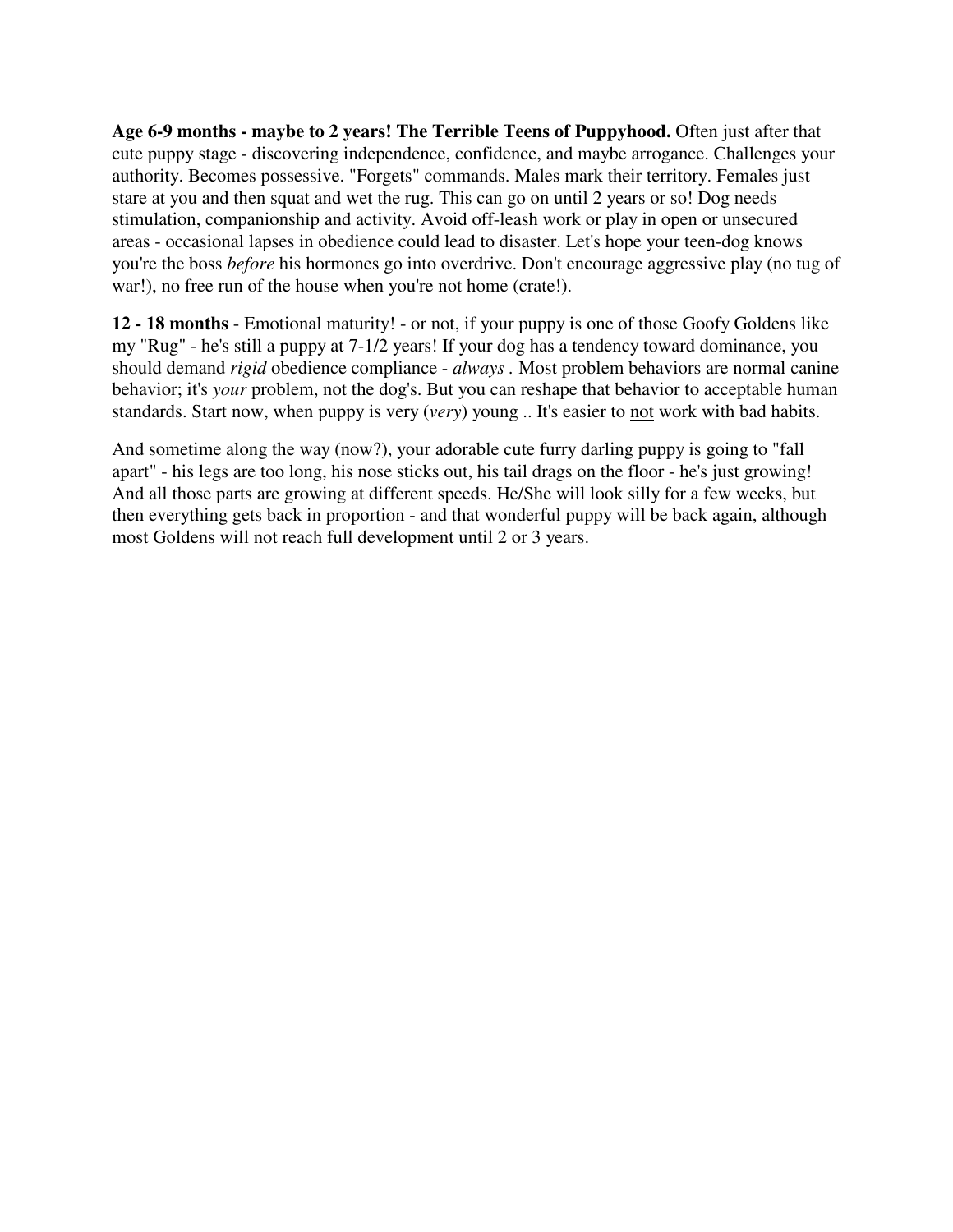**Age 6-9 months - maybe to 2 years! The Terrible Teens of Puppyhood.** Often just after that cute puppy stage - discovering independence, confidence, and maybe arrogance. Challenges your authority. Becomes possessive. "Forgets" commands. Males mark their territory. Females just stare at you and then squat and wet the rug. This can go on until 2 years or so! Dog needs stimulation, companionship and activity. Avoid off-leash work or play in open or unsecured areas - occasional lapses in obedience could lead to disaster. Let's hope your teen-dog knows you're the boss *before* his hormones go into overdrive. Don't encourage aggressive play (no tug of war!), no free run of the house when you're not home (crate!).

**12 - 18 months** - Emotional maturity! - or not, if your puppy is one of those Goofy Goldens like my "Rug" - he's still a puppy at 7-1/2 years! If your dog has a tendency toward dominance, you should demand *rigid* obedience compliance - *always* . Most problem behaviors are normal canine behavior; it's *your* problem, not the dog's. But you can reshape that behavior to acceptable human standards. Start now, when puppy is very (*very*) young .. It's easier to <u>not</u> work with bad habits.

And sometime along the way (now?), your adorable cute furry darling puppy is going to "fall apart" - his legs are too long, his nose sticks out, his tail drags on the floor - he's just growing! And all those parts are growing at different speeds. He/She will look silly for a few weeks, but then everything gets back in proportion - and that wonderful puppy will be back again, although most Goldens will not reach full development until 2 or 3 years.